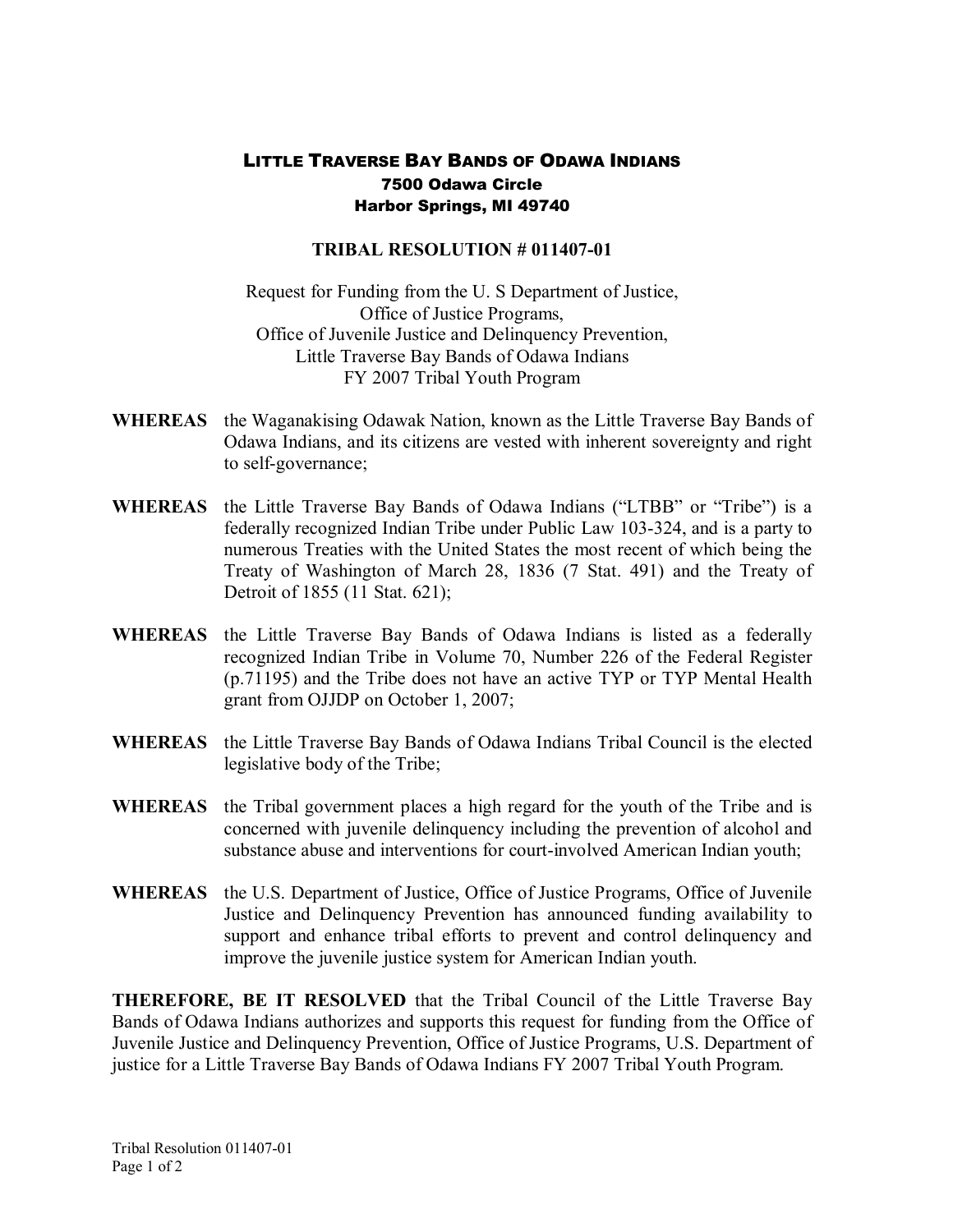# LITTLE TRAVERSE BAY BANDS OF ODAWA INDIANS

**7500 Odawa Circle**
**Harbor Springs, MI 49740**

## TRIBAL RESOLUTION # 011407-01

Request for Funding from the U. S Department of Justice,
Office of Justice Programs,
Office of Juvenile Justice and Delinquency Prevention,
Little Traverse Bay Bands of Odawa Indians
FY 2007 Tribal Youth Program

**WHEREAS** the Waganakising Odawak Nation, known as the Little Traverse Bay Bands of Odawa Indians, and its citizens are vested with inherent sovereignty and right to self-governance;

**WHEREAS** the Little Traverse Bay Bands of Odawa Indians ("LTBB" or "Tribe") is a federally recognized Indian Tribe under Public Law 103-324, and is a party to numerous Treaties with the United States the most recent of which being the Treaty of Washington of March 28, 1836 (7 Stat. 491) and the Treaty of Detroit of 1855 (11 Stat. 621);

**WHEREAS** the Little Traverse Bay Bands of Odawa Indians is listed as a federally recognized Indian Tribe in Volume 70, Number 226 of the Federal Register (p.71195) and the Tribe does not have an active TYP or TYP Mental Health grant from OJJDP on October 1, 2007;

**WHEREAS** the Little Traverse Bay Bands of Odawa Indians Tribal Council is the elected legislative body of the Tribe;

**WHEREAS** the Tribal government places a high regard for the youth of the Tribe and is concerned with juvenile delinquency including the prevention of alcohol and substance abuse and interventions for court-involved American Indian youth;

**WHEREAS** the U.S. Department of Justice, Office of Justice Programs, Office of Juvenile Justice and Delinquency Prevention has announced funding availability to support and enhance tribal efforts to prevent and control delinquency and improve the juvenile justice system for American Indian youth.

**THEREFORE, BE IT RESOLVED** that the Tribal Council of the Little Traverse Bay Bands of Odawa Indians authorizes and supports this request for funding from the Office of Juvenile Justice and Delinquency Prevention, Office of Justice Programs, U.S. Department of justice for a Little Traverse Bay Bands of Odawa Indians FY 2007 Tribal Youth Program.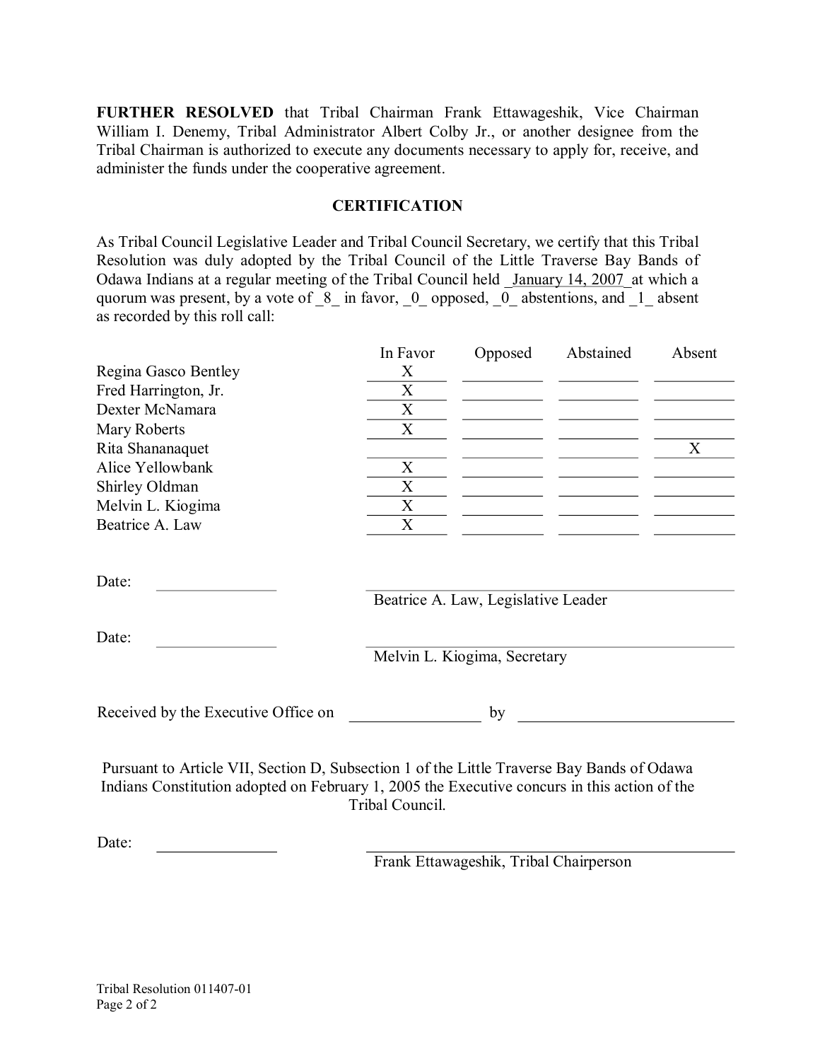**FURTHER RESOLVED** that Tribal Chairman Frank Ettawageshik, Vice Chairman William I. Denemy, Tribal Administrator Albert Colby Jr., or another designee from the Tribal Chairman is authorized to execute any documents necessary to apply for, receive, and administer the funds under the cooperative agreement.

## CERTIFICATION

As Tribal Council Legislative Leader and Tribal Council Secretary, we certify that this Tribal Resolution was duly adopted by the Tribal Council of the Little Traverse Bay Bands of Odawa Indians at a regular meeting of the Tribal Council held _January 14, 2007_at which a quorum was present, by a vote of _8_ in favor, _0_ opposed, _0_ abstentions, and _1_ absent as recorded by this roll call:

| | In Favor | Opposed | Abstained | Absent |
|---|---|---|---|---|
| Regina Gasco Bentley | X | | | |
| Fred Harrington, Jr. | X | | | |
| Dexter McNamara | X | | | |
| Mary Roberts | X | | | |
| Rita Shananaquet | | | | X |
| Alice Yellowbank | X | | | |
| Shirley Oldman | X | | | |
| Melvin L. Kiogima | X | | | |
| Beatrice A. Law | X | | | |

Date: ______________ ______________________________
Beatrice A. Law, Legislative Leader

Date: ______________ ______________________________
Melvin L. Kiogima, Secretary

Received by the Executive Office on ______________ by ______________________

Pursuant to Article VII, Section D, Subsection 1 of the Little Traverse Bay Bands of Odawa Indians Constitution adopted on February 1, 2005 the Executive concurs in this action of the Tribal Council.

Date: ______________ ______________________________
Frank Ettawageshik, Tribal Chairperson

Tribal Resolution 011407-01